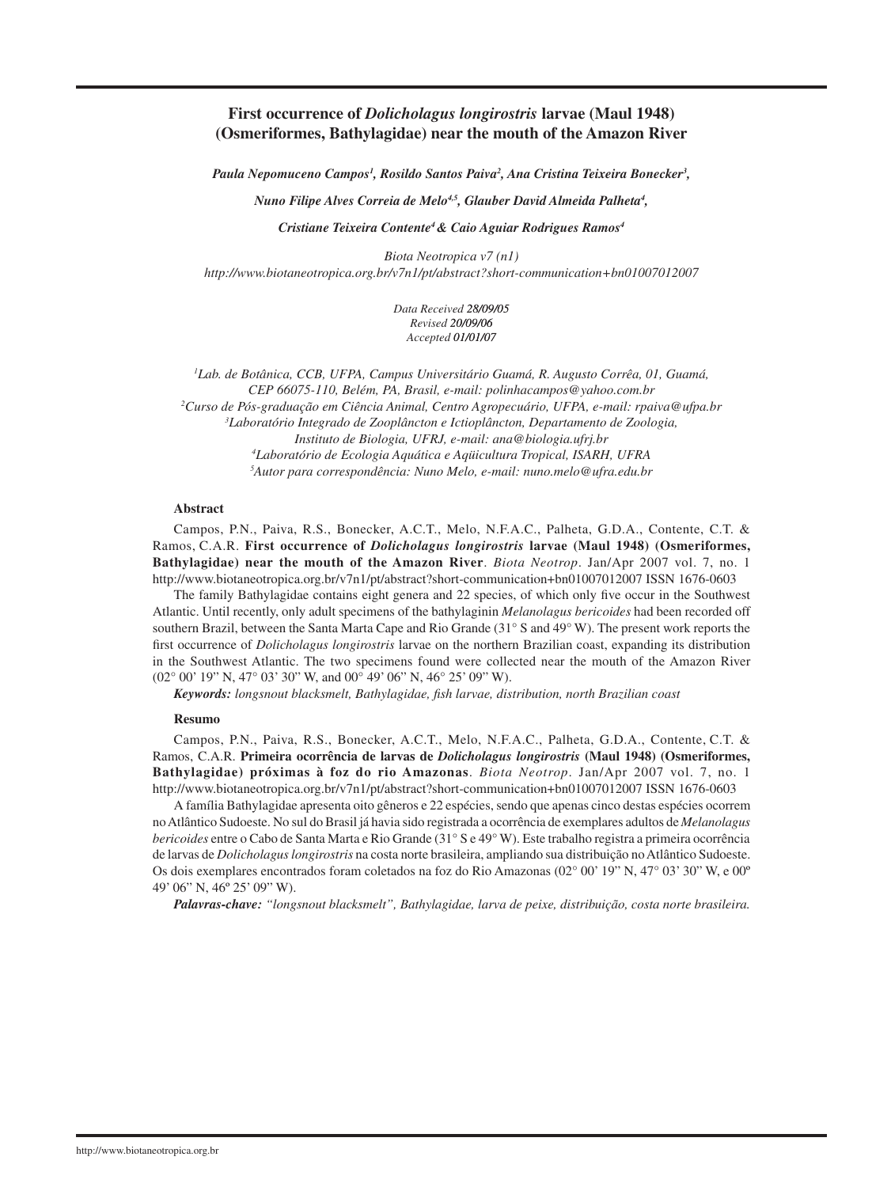# First occurrence of *Dolicholagus longirostris* larvae (Maul 1948) (Osmeriformes, Bathylagidae) near the mouth of the Amazon River

*Paula Nepomuceno Campos[1], Rosildo Santos Paiva[2], Ana Cristina Teixeira Bonecker[3], Nuno Filipe Alves Correia de Melo[4,5], Glauber David Almeida Palheta[4], Cristiane Teixeira Contente[4] & Caio Aguiar Rodrigues Ramos[4]*

*Biota Neotropica v7 (n1)*
*http://www.biotaneotropica.org.br/v7n1/pt/abstract?short-communication+bn01007012007*

*Data Received 28/09/05*
*Revised 20/09/06*
*Accepted 01/01/07*

[1]*Lab. de Botânica, CCB, UFPA, Campus Universitário Guamá, R. Augusto Corrêa, 01, Guamá, CEP 66075-110, Belém, PA, Brasil, e-mail: polinhacampos@yahoo.com.br*
[2]*Curso de Pós-graduação em Ciência Animal, Centro Agropecuário, UFPA, e-mail: rpaiva@ufpa.br*
[3]*Laboratório Integrado de Zooplâncton e Ictioplâncton, Departamento de Zoologia, Instituto de Biologia, UFRJ, e-mail: ana@biologia.ufrj.br*
[4]*Laboratório de Ecologia Aquática e Aqüicultura Tropical, ISARH, UFRA*
[5]*Autor para correspondência: Nuno Melo, e-mail: nuno.melo@ufra.edu.br*

## Abstract

Campos, P.N., Paiva, R.S., Bonecker, A.C.T., Melo, N.F.A.C., Palheta, G.D.A., Contente, C.T. & Ramos, C.A.R. **First occurrence of *Dolicholagus longirostris* larvae (Maul 1948) (Osmeriformes, Bathylagidae) near the mouth of the Amazon River**. *Biota Neotrop*. Jan/Apr 2007 vol. 7, no. 1 http://www.biotaneotropica.org.br/v7n1/pt/abstract?short-communication+bn01007012007 ISSN 1676-0603

The family Bathylagidae contains eight genera and 22 species, of which only five occur in the Southwest Atlantic. Until recently, only adult specimens of the bathylaginin *Melanolagus bericoides* had been recorded off southern Brazil, between the Santa Marta Cape and Rio Grande (31° S and 49° W). The present work reports the first occurrence of *Dolicholagus longirostris* larvae on the northern Brazilian coast, expanding its distribution in the Southwest Atlantic. The two specimens found were collected near the mouth of the Amazon River (02° 00' 19" N, 47° 03' 30" W, and 00° 49' 06" N, 46° 25' 09" W).

***Keywords:*** *longsnout blacksmelt, Bathylagidae, fish larvae, distribution, north Brazilian coast*

## Resumo

Campos, P.N., Paiva, R.S., Bonecker, A.C.T., Melo, N.F.A.C., Palheta, G.D.A., Contente, C.T. & Ramos, C.A.R. **Primeira ocorrência de larvas de *Dolicholagus longirostris* (Maul 1948) (Osmeriformes, Bathylagidae) próximas à foz do rio Amazonas**. *Biota Neotrop*. Jan/Apr 2007 vol. 7, no. 1 http://www.biotaneotropica.org.br/v7n1/pt/abstract?short-communication+bn01007012007 ISSN 1676-0603

A família Bathylagidae apresenta oito gêneros e 22 espécies, sendo que apenas cinco destas espécies ocorrem no Atlântico Sudoeste. No sul do Brasil já havia sido registrada a ocorrência de exemplares adultos de *Melanolagus bericoides* entre o Cabo de Santa Marta e Rio Grande (31° S e 49° W). Este trabalho registra a primeira ocorrência de larvas de *Dolicholagus longirostris* na costa norte brasileira, ampliando sua distribuição no Atlântico Sudoeste. Os dois exemplares encontrados foram coletados na foz do Rio Amazonas (02° 00' 19" N, 47° 03' 30" W, e 00º 49' 06" N, 46º 25' 09" W).

***Palavras-chave:*** *"longsnout blacksmelt", Bathylagidae, larva de peixe, distribuição, costa norte brasileira.*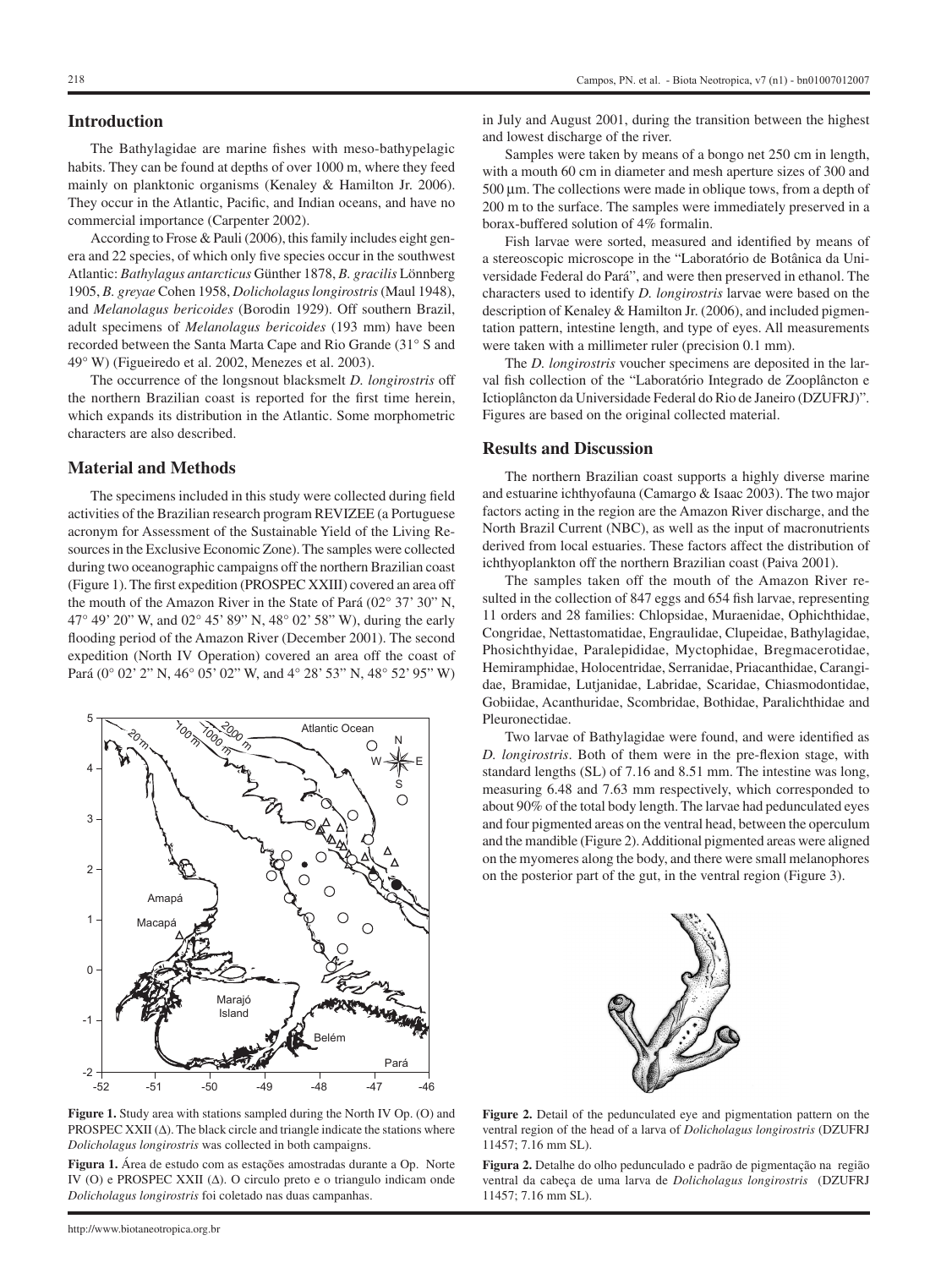## Introduction

The Bathylagidae are marine fishes with meso-bathypelagic habits. They can be found at depths of over 1000 m, where they feed mainly on planktonic organisms (Kenaley & Hamilton Jr. 2006). They occur in the Atlantic, Pacific, and Indian oceans, and have no commercial importance (Carpenter 2002).

According to Frose & Pauli (2006), this family includes eight genera and 22 species, of which only five species occur in the southwest Atlantic: *Bathylagus antarcticus* Günther 1878, *B. gracilis* Lönnberg 1905, *B. greyae* Cohen 1958, *Dolicholagus longirostris* (Maul 1948), and *Melanolagus bericoides* (Borodin 1929). Off southern Brazil, adult specimens of *Melanolagus bericoides* (193 mm) have been recorded between the Santa Marta Cape and Rio Grande (31° S and 49° W) (Figueiredo et al. 2002, Menezes et al. 2003).

The occurrence of the longsnout blacksmelt *D. longirostris* off the northern Brazilian coast is reported for the first time herein, which expands its distribution in the Atlantic. Some morphometric characters are also described.

## Material and Methods

The specimens included in this study were collected during field activities of the Brazilian research program REVIZEE (a Portuguese acronym for Assessment of the Sustainable Yield of the Living Resources in the Exclusive Economic Zone). The samples were collected during two oceanographic campaigns off the northern Brazilian coast (Figure 1). The first expedition (PROSPEC XXIII) covered an area off the mouth of the Amazon River in the State of Pará (02° 37' 30" N, 47° 49' 20" W, and 02° 45' 89" N, 48° 02' 58" W), during the early flooding period of the Amazon River (December 2001). The second expedition (North IV Operation) covered an area off the coast of Pará (0° 02' 2" N, 46° 05' 02" W, and 4° 28' 53" N, 48° 52' 95" W) in July and August 2001, during the transition between the highest and lowest discharge of the river.

Samples were taken by means of a bongo net 250 cm in length, with a mouth 60 cm in diameter and mesh aperture sizes of 300 and 500 µm. The collections were made in oblique tows, from a depth of 200 m to the surface. The samples were immediately preserved in a borax-buffered solution of 4% formalin.

Fish larvae were sorted, measured and identified by means of a stereoscopic microscope in the "Laboratório de Botânica da Universidade Federal do Pará", and were then preserved in ethanol. The characters used to identify *D. longirostris* larvae were based on the description of Kenaley & Hamilton Jr. (2006), and included pigmentation pattern, intestine length, and type of eyes. All measurements were taken with a millimeter ruler (precision 0.1 mm).

The *D. longirostris* voucher specimens are deposited in the larval fish collection of the "Laboratório Integrado de Zooplâncton e Ictioplâncton da Universidade Federal do Rio de Janeiro (DZUFRJ)". Figures are based on the original collected material.

**Figure 1.** Study area with stations sampled during the North IV Op. (O) and PROSPEC XXII (Δ). The black circle and triangle indicate the stations where *Dolicholagus longirostris* was collected in both campaigns.

**Figura 1.** Área de estudo com as estações amostradas durante a Op. Norte IV (O) e PROSPEC XXII (Δ). O circulo preto e o triangulo indicam onde *Dolicholagus longirostris* foi coletado nas duas campanhas.

## Results and Discussion

The northern Brazilian coast supports a highly diverse marine and estuarine ichthyofauna (Camargo & Isaac 2003). The two major factors acting in the region are the Amazon River discharge, and the North Brazil Current (NBC), as well as the input of macronutrients derived from local estuaries. These factors affect the distribution of ichthyoplankton off the northern Brazilian coast (Paiva 2001).

The samples taken off the mouth of the Amazon River resulted in the collection of 847 eggs and 654 fish larvae, representing 11 orders and 28 families: Chlopsidae, Muraenidae, Ophichthidae, Congridae, Nettastomatidae, Engraulidae, Clupeidae, Bathylagidae, Phosichthyidae, Paralepididae, Myctophidae, Bregmacerotidae, Hemiramphidae, Holocentridae, Serranidae, Priacanthidae, Carangidae, Bramidae, Lutjanidae, Labridae, Scaridae, Chiasmodontidae, Gobiidae, Acanthuridae, Scombridae, Bothidae, Paralichthidae and Pleuronectidae.

Two larvae of Bathylagidae were found, and were identified as *D. longirostris*. Both of them were in the pre-flexion stage, with standard lengths (SL) of 7.16 and 8.51 mm. The intestine was long, measuring 6.48 and 7.63 mm respectively, which corresponded to about 90% of the total body length. The larvae had pedunculated eyes and four pigmented areas on the ventral head, between the operculum and the mandible (Figure 2). Additional pigmented areas were aligned on the myomeres along the body, and there were small melanophores on the posterior part of the gut, in the ventral region (Figure 3).

**Figure 2.** Detail of the pedunculated eye and pigmentation pattern on the ventral region of the head of a larva of *Dolicholagus longirostris* (DZUFRJ 11457; 7.16 mm SL).

**Figura 2.** Detalhe do olho pedunculado e padrão de pigmentação na região ventral da cabeça de uma larva de *Dolicholagus longirostris* (DZUFRJ 11457; 7.16 mm SL).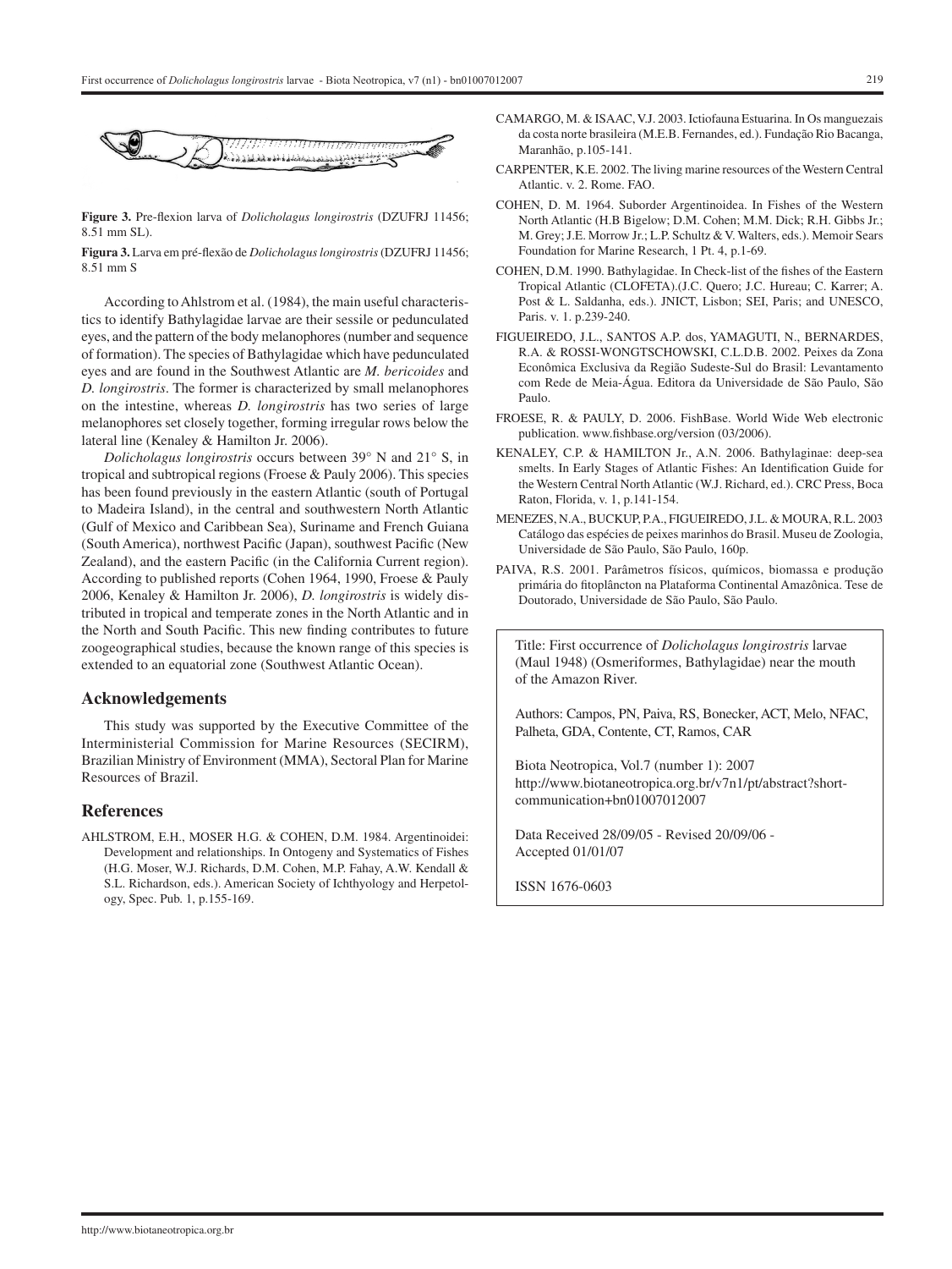**Figure 3.** Pre-flexion larva of *Dolicholagus longirostris* (DZUFRJ 11456; 8.51 mm SL).

**Figura 3.** Larva em pré-flexão de *Dolicholagus longirostris* (DZUFRJ 11456; 8.51 mm S

According to Ahlstrom et al. (1984), the main useful characteristics to identify Bathylagidae larvae are their sessile or pedunculated eyes, and the pattern of the body melanophores (number and sequence of formation). The species of Bathylagidae which have pedunculated eyes and are found in the Southwest Atlantic are *M. bericoides* and *D. longirostris*. The former is characterized by small melanophores on the intestine, whereas *D. longirostris* has two series of large melanophores set closely together, forming irregular rows below the lateral line (Kenaley & Hamilton Jr. 2006).

*Dolicholagus longirostris* occurs between 39° N and 21° S, in tropical and subtropical regions (Froese & Pauly 2006). This species has been found previously in the eastern Atlantic (south of Portugal to Madeira Island), in the central and southwestern North Atlantic (Gulf of Mexico and Caribbean Sea), Suriname and French Guiana (South America), northwest Pacific (Japan), southwest Pacific (New Zealand), and the eastern Pacific (in the California Current region). According to published reports (Cohen 1964, 1990, Froese & Pauly 2006, Kenaley & Hamilton Jr. 2006), *D. longirostris* is widely distributed in tropical and temperate zones in the North Atlantic and in the North and South Pacific. This new finding contributes to future zoogeographical studies, because the known range of this species is extended to an equatorial zone (Southwest Atlantic Ocean).

## Acknowledgements

This study was supported by the Executive Committee of the Interministerial Commission for Marine Resources (SECIRM), Brazilian Ministry of Environment (MMA), Sectoral Plan for Marine Resources of Brazil.

## References

AHLSTROM, E.H., MOSER H.G. & COHEN, D.M. 1984. Argentinoidei: Development and relationships. In Ontogeny and Systematics of Fishes (H.G. Moser, W.J. Richards, D.M. Cohen, M.P. Fahay, A.W. Kendall & S.L. Richardson, eds.). American Society of Ichthyology and Herpetology, Spec. Pub. 1, p.155-169.

CAMARGO, M. & ISAAC, V.J. 2003. Ictiofauna Estuarina. In Os manguezais da costa norte brasileira (M.E.B. Fernandes, ed.). Fundação Rio Bacanga, Maranhão, p.105-141.

CARPENTER, K.E. 2002. The living marine resources of the Western Central Atlantic. v. 2. Rome. FAO.

COHEN, D. M. 1964. Suborder Argentinoidea. In Fishes of the Western North Atlantic (H.B Bigelow; D.M. Cohen; M.M. Dick; R.H. Gibbs Jr.; M. Grey; J.E. Morrow Jr.; L.P. Schultz & V. Walters, eds.). Memoir Sears Foundation for Marine Research, 1 Pt. 4, p.1-69.

COHEN, D.M. 1990. Bathylagidae. In Check-list of the fishes of the Eastern Tropical Atlantic (CLOFETA).(J.C. Quero; J.C. Hureau; C. Karrer; A. Post & L. Saldanha, eds.). JNICT, Lisbon; SEI, Paris; and UNESCO, Paris. v. 1. p.239-240.

FIGUEIREDO, J.L., SANTOS A.P. dos, YAMAGUTI, N., BERNARDES, R.A. & ROSSI-WONGTSCHOWSKI, C.L.D.B. 2002. Peixes da Zona Econômica Exclusiva da Região Sudeste-Sul do Brasil: Levantamento com Rede de Meia-Água. Editora da Universidade de São Paulo, São Paulo.

FROESE, R. & PAULY, D. 2006. FishBase. World Wide Web electronic publication. www.fishbase.org/version (03/2006).

KENALEY, C.P. & HAMILTON Jr., A.N. 2006. Bathylaginae: deep-sea smelts. In Early Stages of Atlantic Fishes: An Identification Guide for the Western Central North Atlantic (W.J. Richard, ed.). CRC Press, Boca Raton, Florida, v. 1, p.141-154.

MENEZES, N.A., BUCKUP, P.A., FIGUEIREDO, J.L. & MOURA, R.L. 2003 Catálogo das espécies de peixes marinhos do Brasil. Museu de Zoologia, Universidade de São Paulo, São Paulo, 160p.

PAIVA, R.S. 2001. Parâmetros físicos, químicos, biomassa e produção primária do fitoplâncton na Plataforma Continental Amazônica. Tese de Doutorado, Universidade de São Paulo, São Paulo.

Title: First occurrence of *Dolicholagus longirostris* larvae (Maul 1948) (Osmeriformes, Bathylagidae) near the mouth of the Amazon River.

Authors: Campos, PN, Paiva, RS, Bonecker, ACT, Melo, NFAC, Palheta, GDA, Contente, CT, Ramos, CAR

Biota Neotropica, Vol.7 (number 1): 2007
http://www.biotaneotropica.org.br/v7n1/pt/abstract?short-communication+bn01007012007

Data Received 28/09/05 - Revised 20/09/06 - Accepted 01/01/07

ISSN 1676-0603